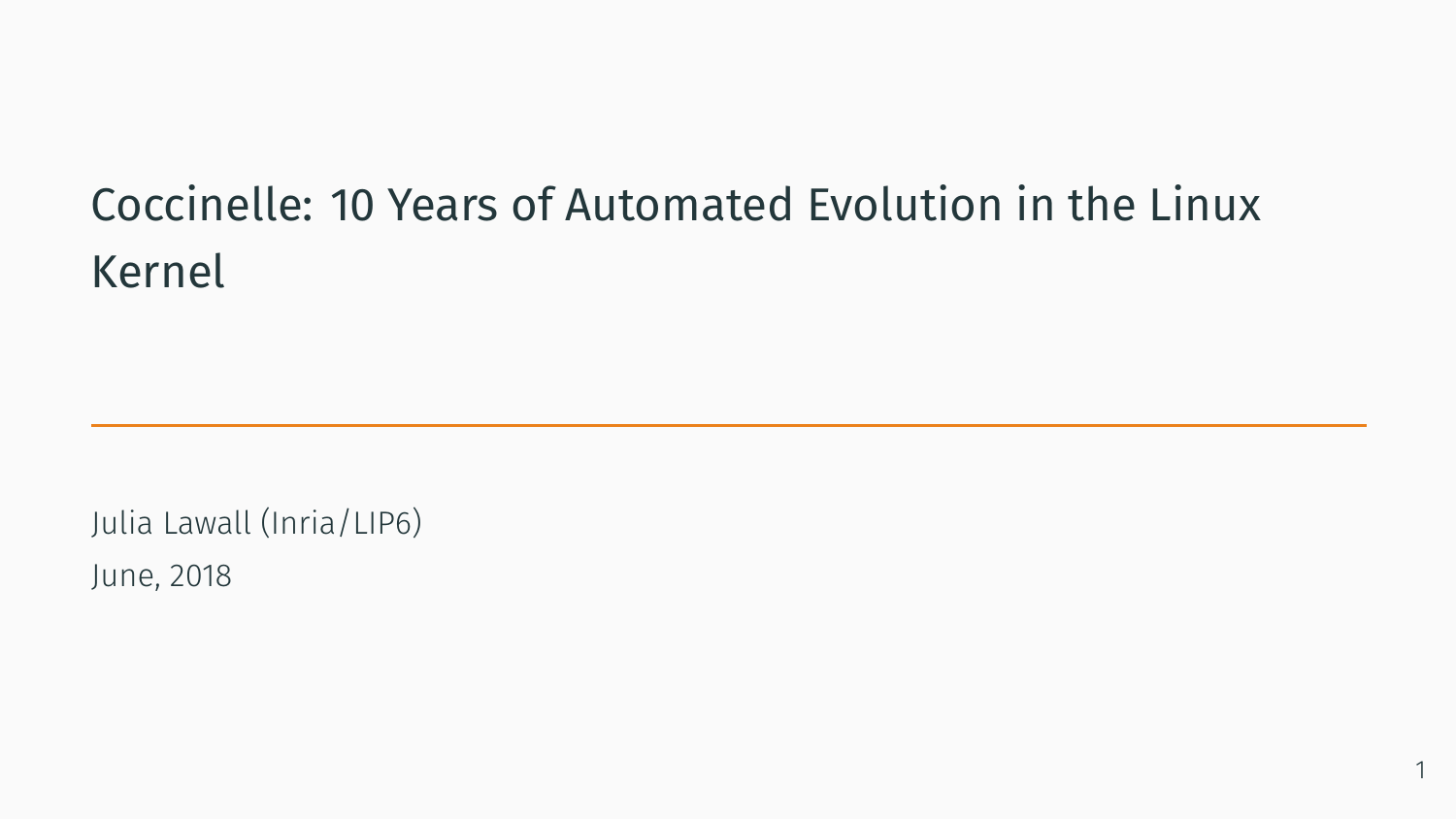# Coccinelle: 10 Years of Automated Evolution in the Linux Kernel

Julia Lawall (Inria/LIP6)

June, 2018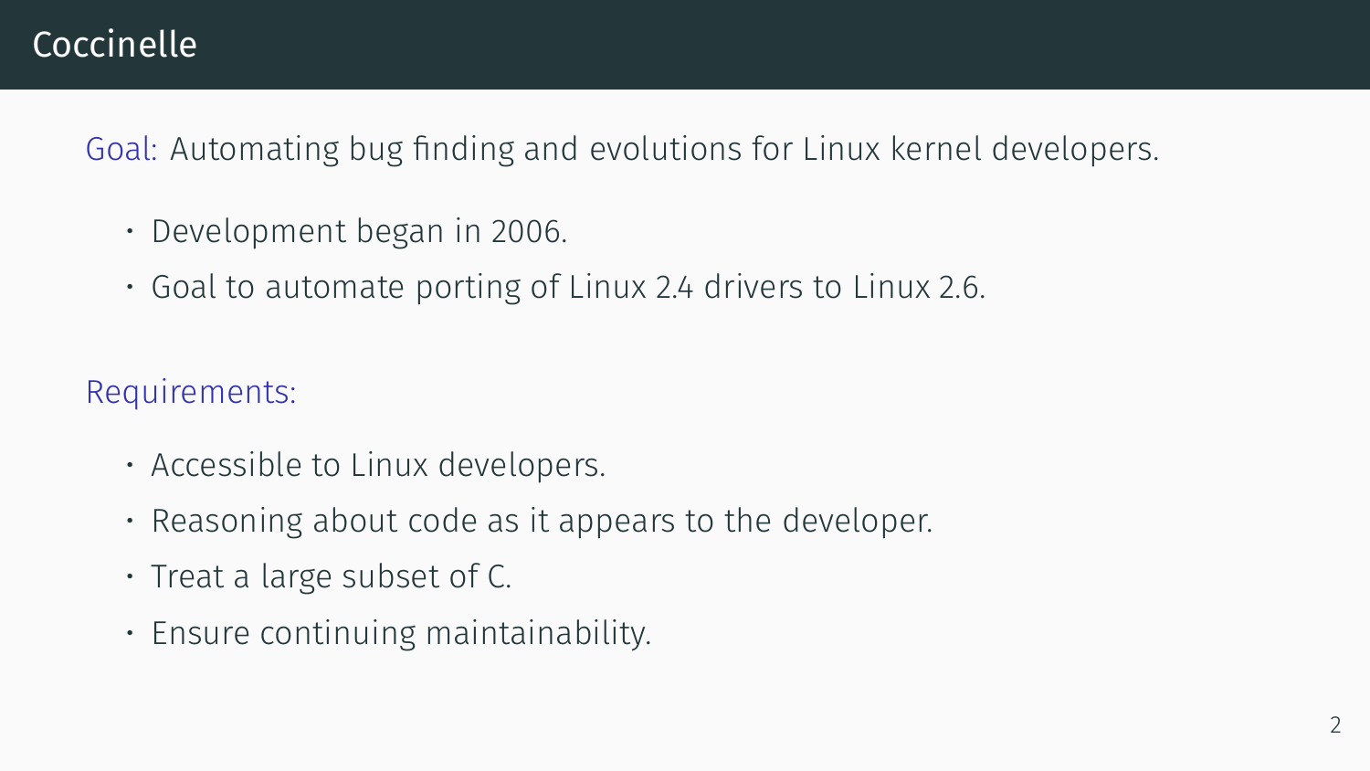# Coccinelle

Goal: Automating bug finding and evolutions for Linux kernel developers.

- Development began in 2006.
- Goal to automate porting of Linux 2.4 drivers to Linux 2.6.

Requirements:

- Accessible to Linux developers.
- Reasoning about code as it appears to the developer.
- Treat a large subset of C.
- Ensure continuing maintainability.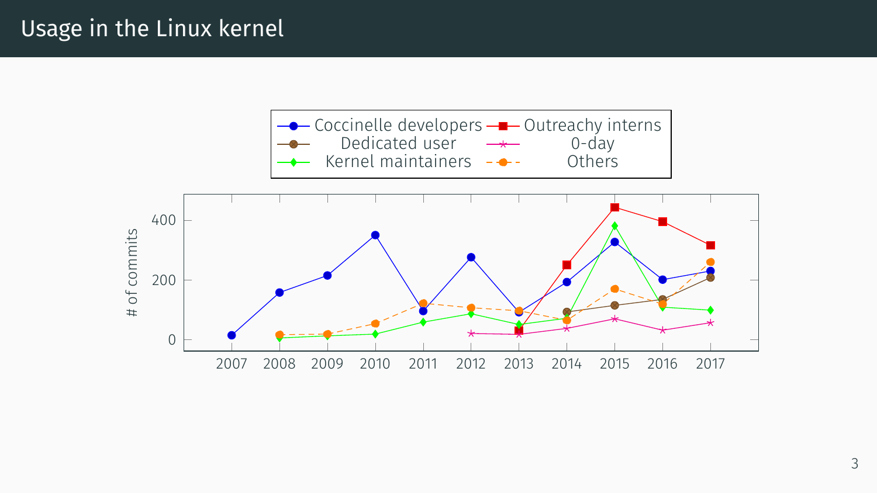# Usage in the Linux kernel

Coccinelle developers — Outreachy interns — Dedicated user — 0-day — Kernel maintainers — Others

# of commits

400

200

0

2007 2008 2009 2010 2011 2012 2013 2014 2015 2016 2017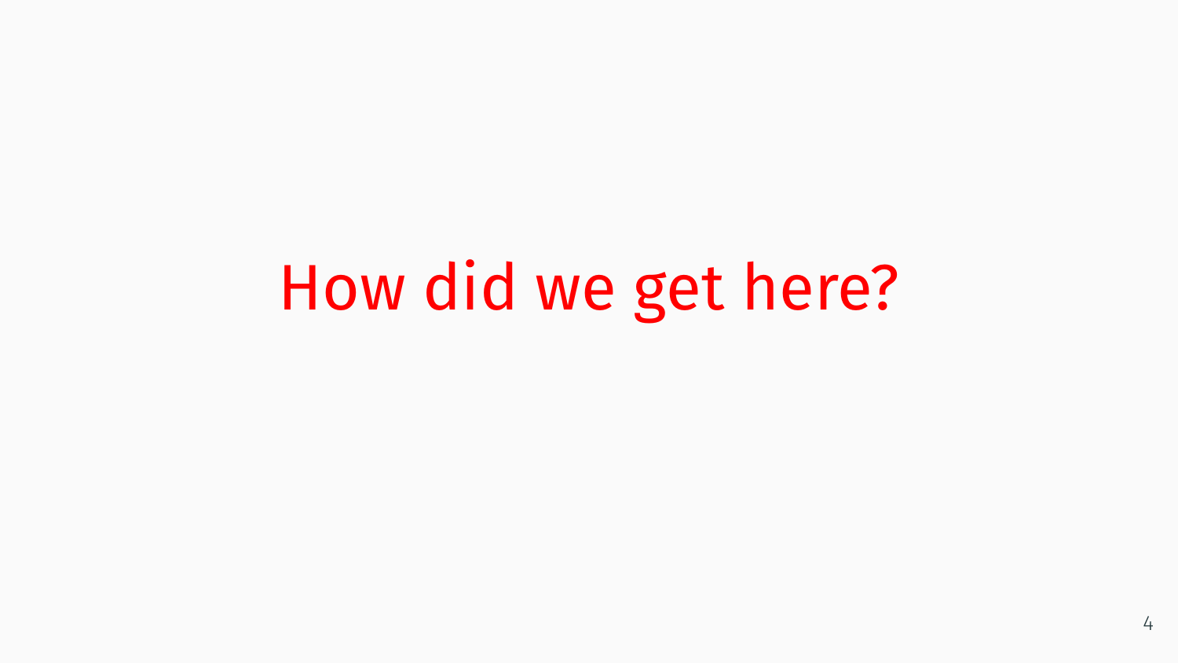# How did we get here?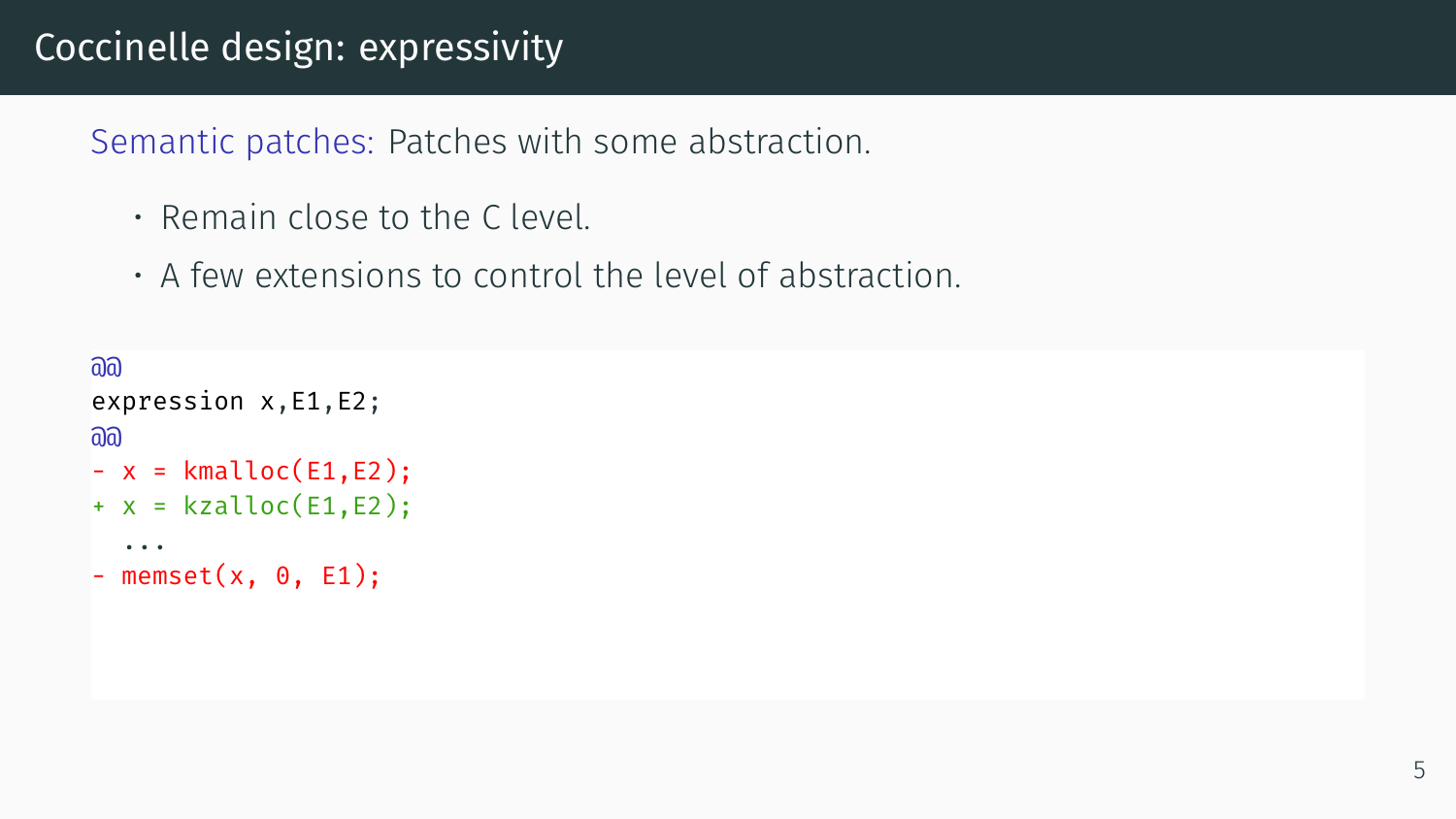# Coccinelle design: expressivity

Semantic patches: Patches with some abstraction.

- Remain close to the C level.
- A few extensions to control the level of abstraction.

```
@@
expression x,E1,E2;
@@
- x = kmalloc(E1,E2);
+ x = kzalloc(E1,E2);
  ...
- memset(x, 0, E1);
```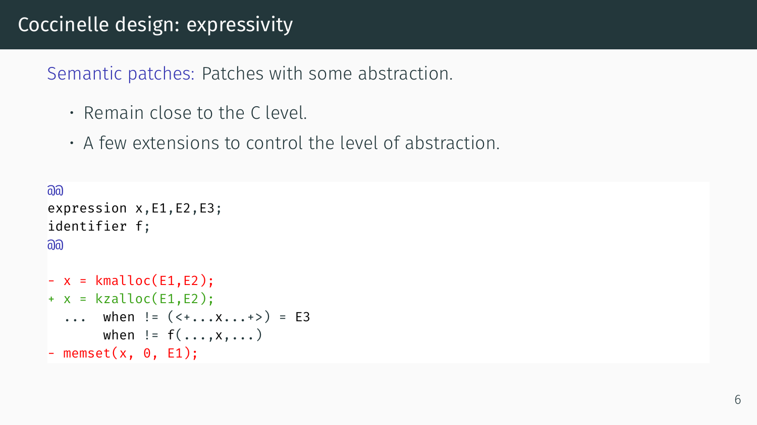# Coccinelle design: expressivity

Semantic patches: Patches with some abstraction.

- Remain close to the C level.
- A few extensions to control the level of abstraction.

```
@@
expression x,E1,E2,E3;
identifier f;
@@

- x = kmalloc(E1,E2);
+ x = kzalloc(E1,E2);
  ...  when != (<+...x...+>) = E3
       when != f(...,x,...)
- memset(x, 0, E1);
```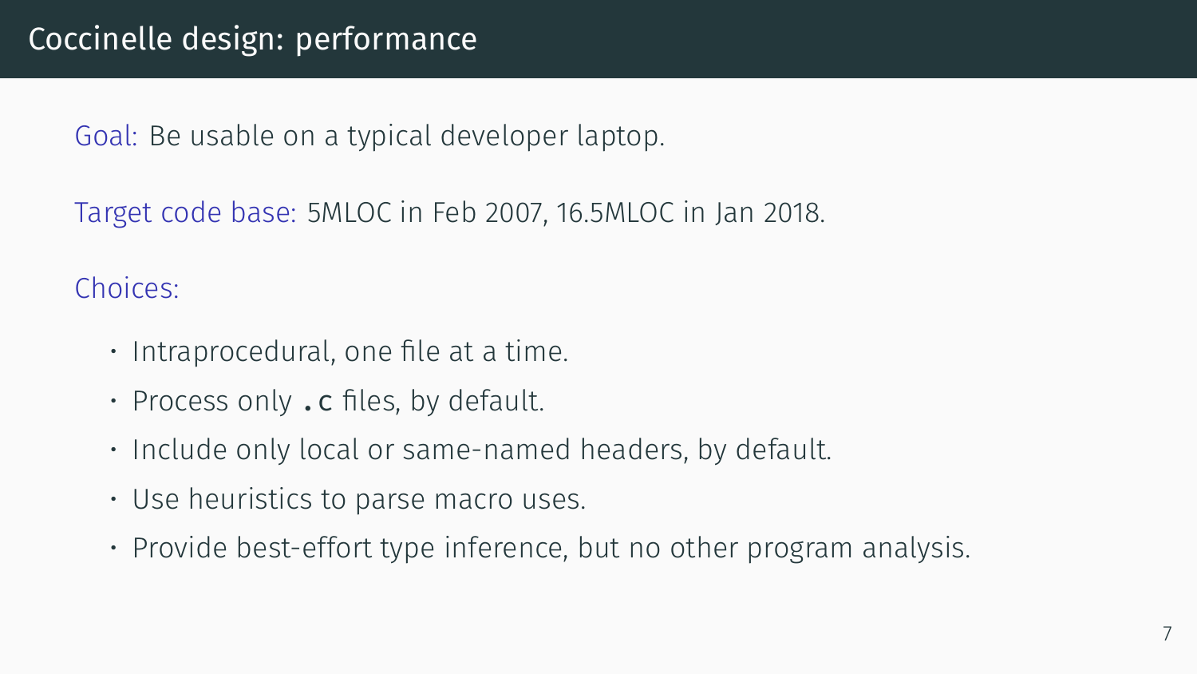# Coccinelle design: performance

Goal: Be usable on a typical developer laptop.

Target code base: 5MLOC in Feb 2007, 16.5MLOC in Jan 2018.

Choices:

- Intraprocedural, one file at a time.
- Process only `.c` files, by default.
- Include only local or same-named headers, by default.
- Use heuristics to parse macro uses.
- Provide best-effort type inference, but no other program analysis.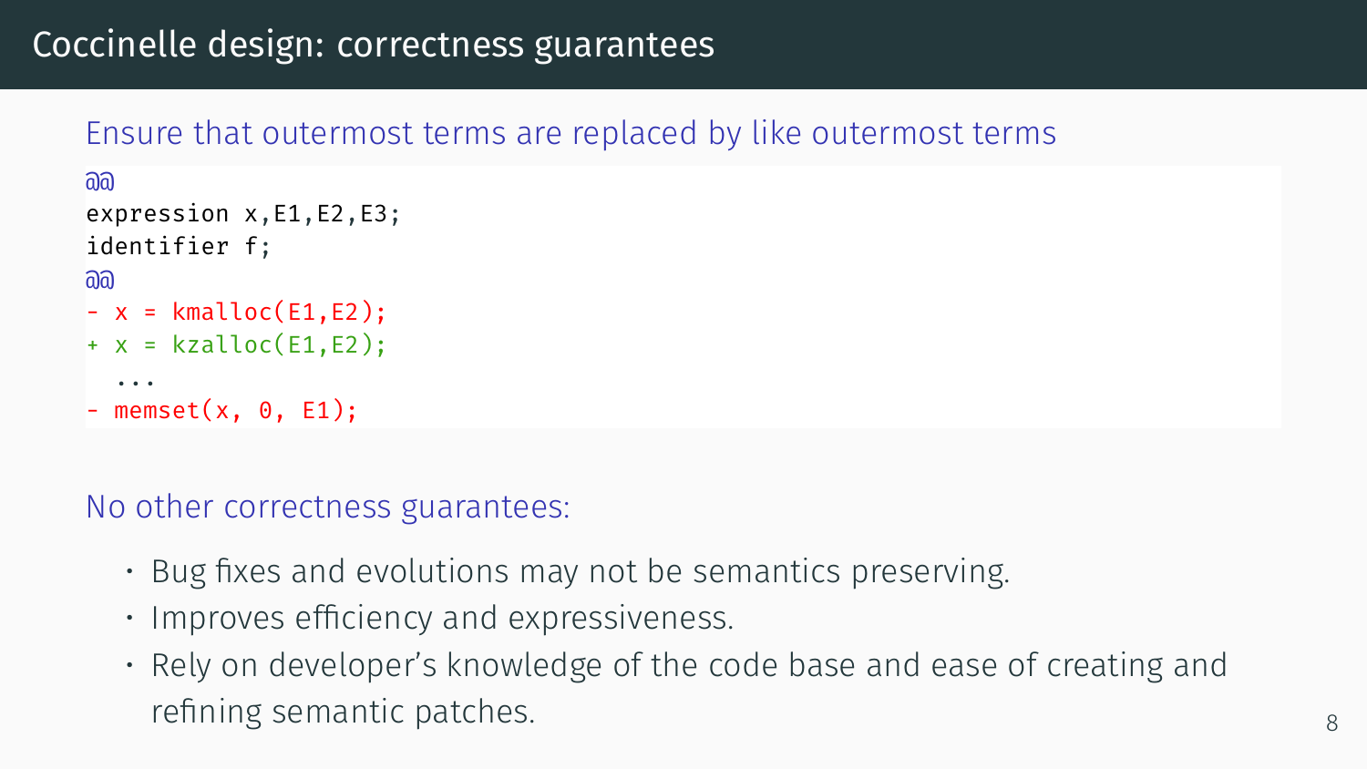# Coccinelle design: correctness guarantees

Ensure that outermost terms are replaced by like outermost terms

```
@@
expression x,E1,E2,E3;
identifier f;
@@
- x = kmalloc(E1,E2);
+ x = kzalloc(E1,E2);
  ...
- memset(x, 0, E1);
```

No other correctness guarantees:

- Bug fixes and evolutions may not be semantics preserving.
- Improves efficiency and expressiveness.
- Rely on developer's knowledge of the code base and ease of creating and refining semantic patches.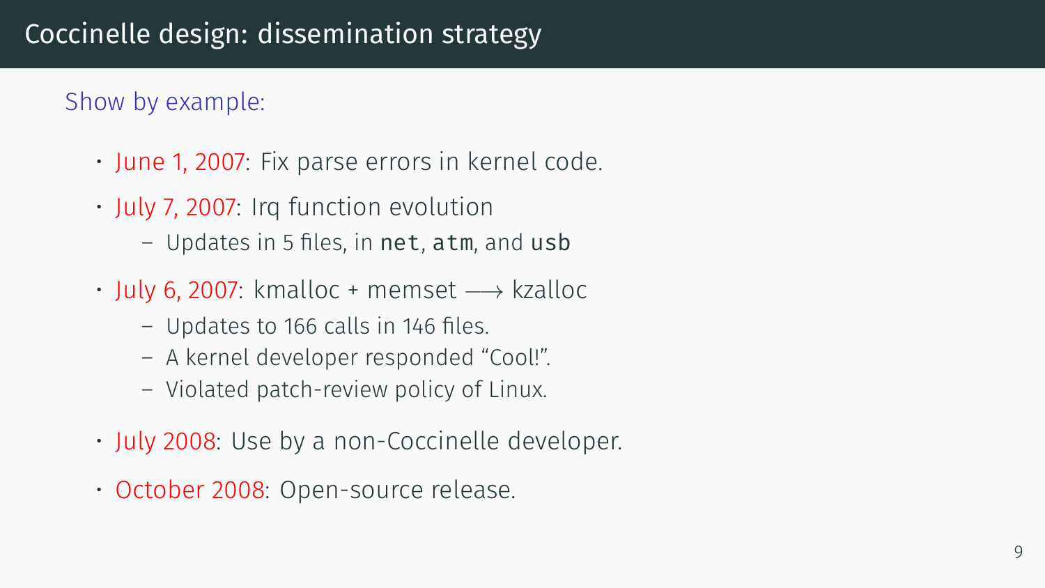# Coccinelle design: dissemination strategy

Show by example:

- June 1, 2007: Fix parse errors in kernel code.
- July 7, 2007: Irq function evolution
  - Updates in 5 files, in `net`, `atm`, and `usb`
- July 6, 2007: kmalloc + memset $\longrightarrow$ kzalloc
  - Updates to 166 calls in 146 files.
  - A kernel developer responded “Cool!”.
  - Violated patch-review policy of Linux.
- July 2008: Use by a non-Coccinelle developer.
- October 2008: Open-source release.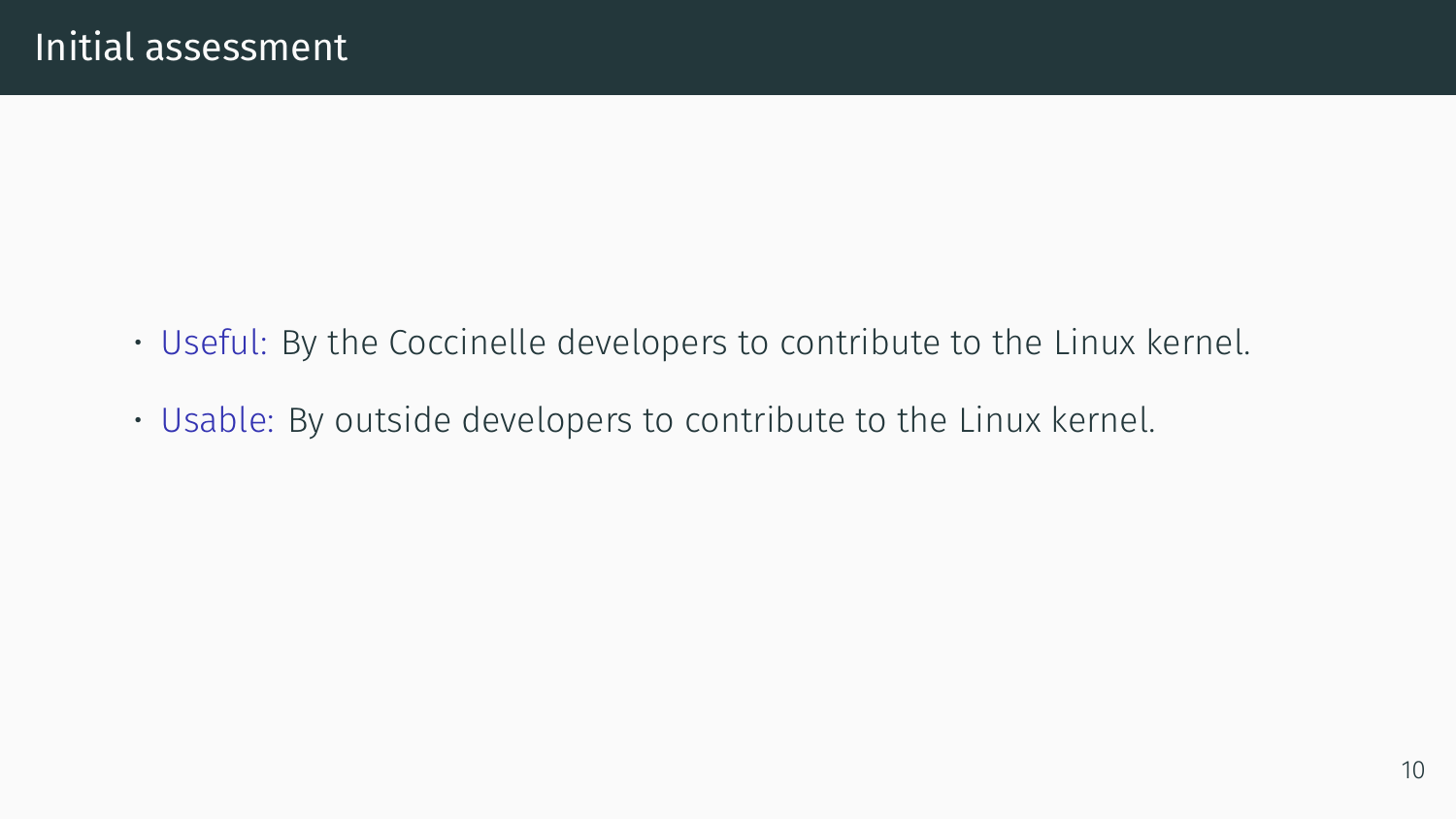# Initial assessment

- Useful: By the Coccinelle developers to contribute to the Linux kernel.
- Usable: By outside developers to contribute to the Linux kernel.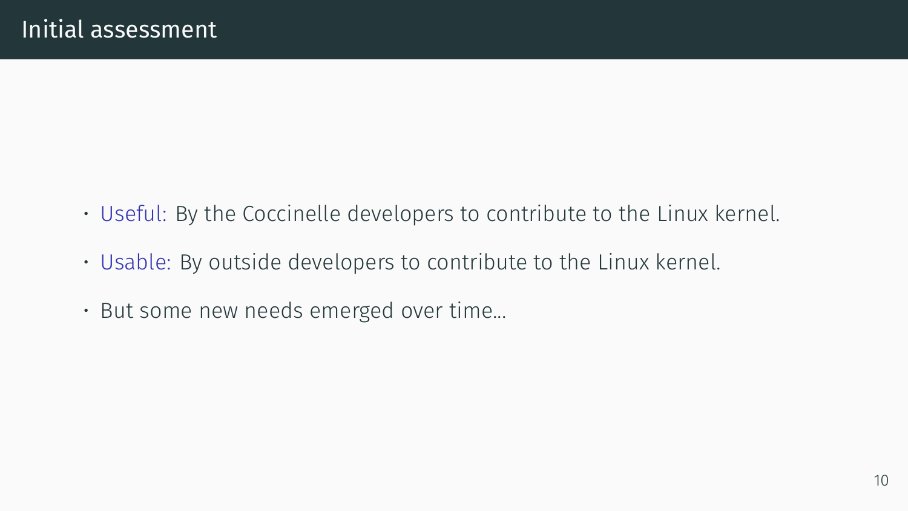# Initial assessment

- Useful: By the Coccinelle developers to contribute to the Linux kernel.
- Usable: By outside developers to contribute to the Linux kernel.
- But some new needs emerged over time...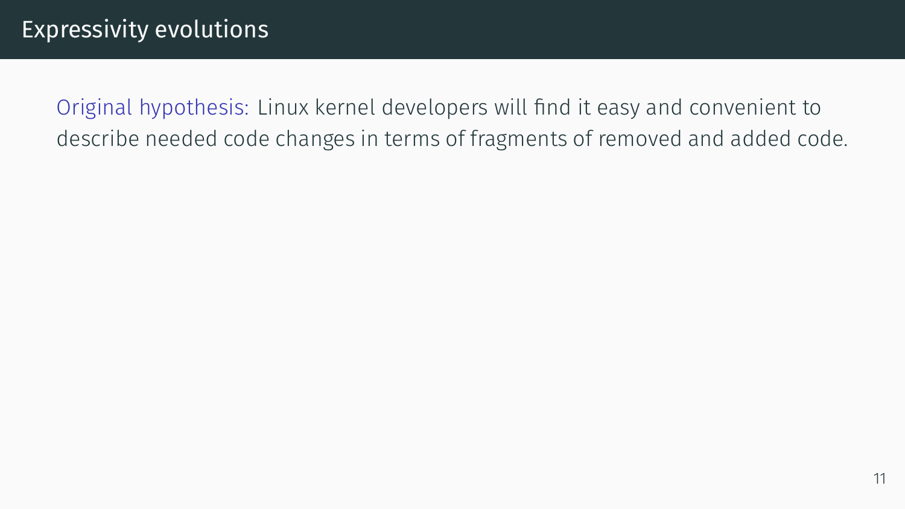# Expressivity evolutions

Original hypothesis: Linux kernel developers will find it easy and convenient to describe needed code changes in terms of fragments of removed and added code.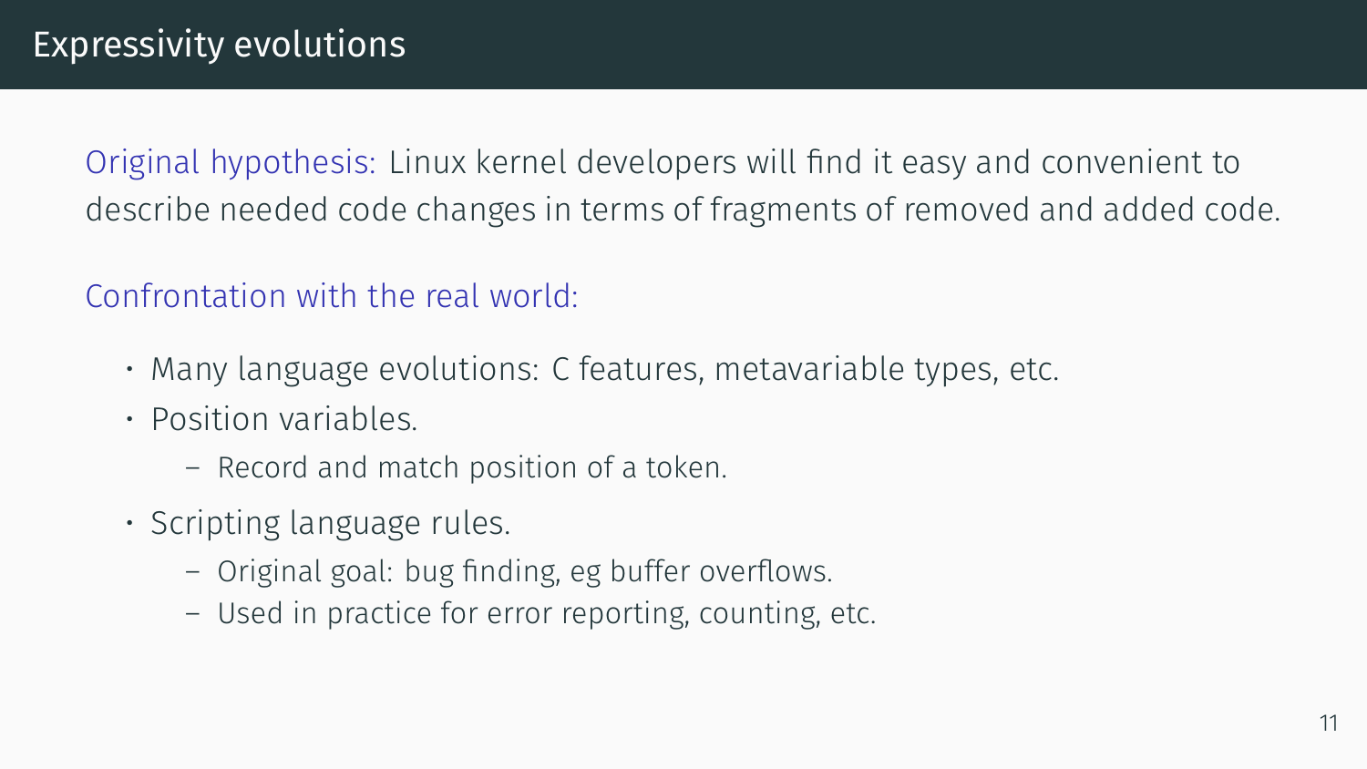# Expressivity evolutions

Original hypothesis: Linux kernel developers will find it easy and convenient to describe needed code changes in terms of fragments of removed and added code.

Confrontation with the real world:

- Many language evolutions: C features, metavariable types, etc.
- Position variables.
  - Record and match position of a token.
- Scripting language rules.
  - Original goal: bug finding, eg buffer overflows.
  - Used in practice for error reporting, counting, etc.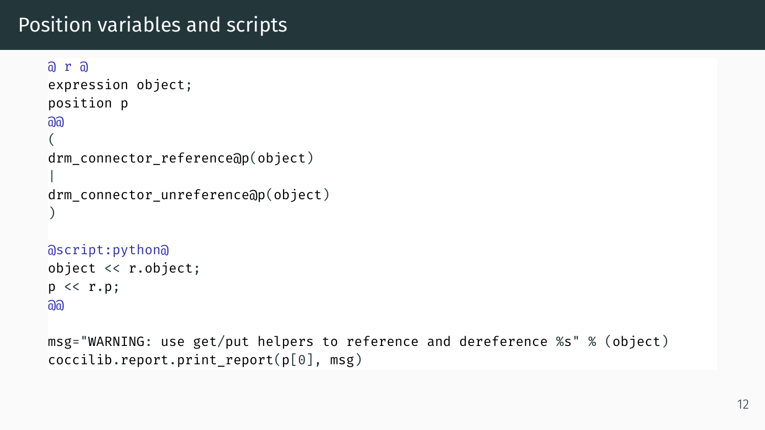# Position variables and scripts

```
@ r @
expression object;
position p
@@
(
drm_connector_reference@p(object)
|
drm_connector_unreference@p(object)
)

@script:python@
object << r.object;
p << r.p;
@@

msg="WARNING: use get/put helpers to reference and dereference %s" % (object)
coccilib.report.print_report(p[0], msg)
```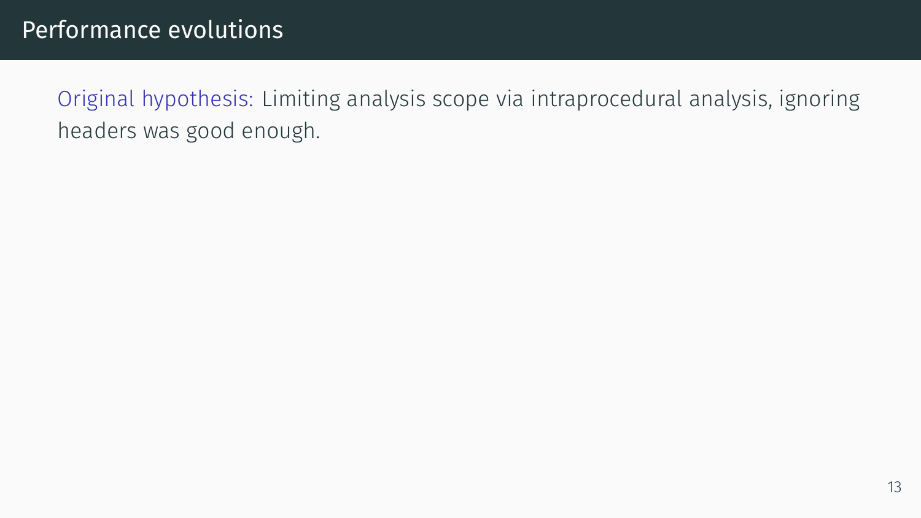# Performance evolutions

Original hypothesis: Limiting analysis scope via intraprocedural analysis, ignoring headers was good enough.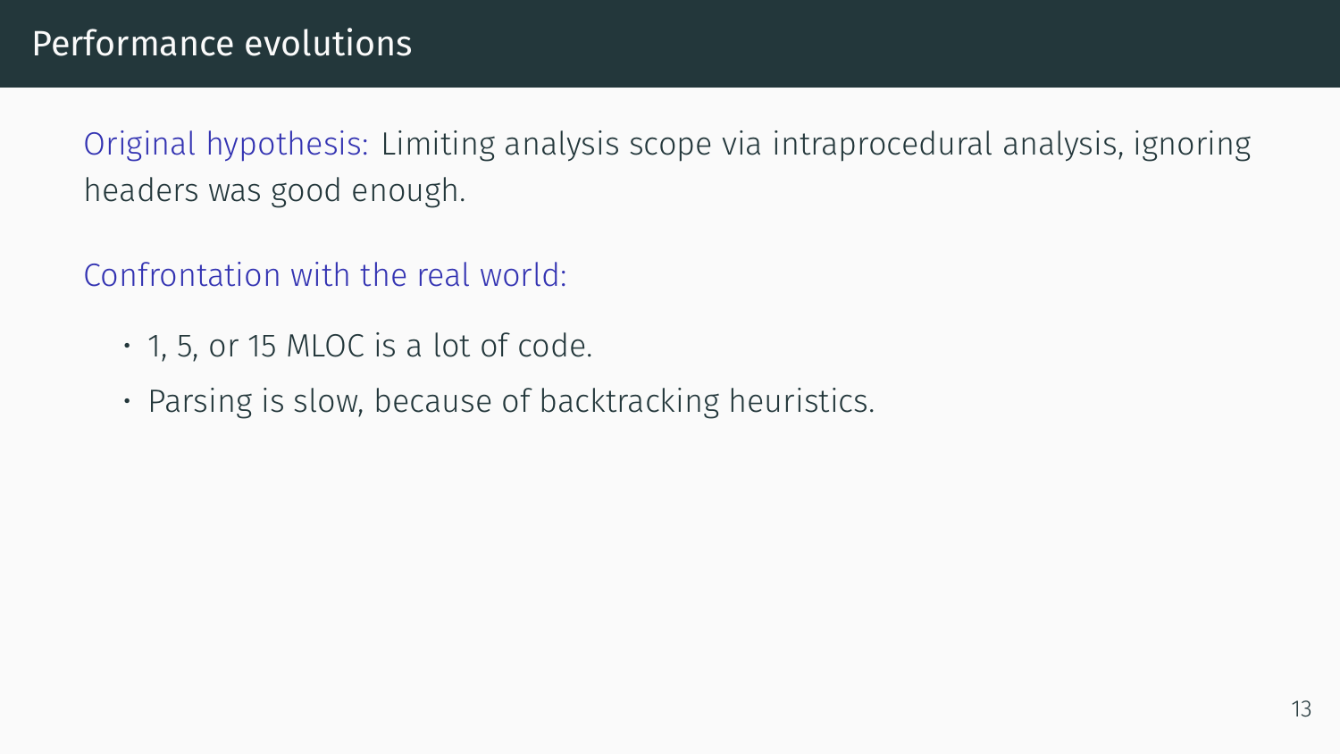# Performance evolutions

Original hypothesis: Limiting analysis scope via intraprocedural analysis, ignoring headers was good enough.

Confrontation with the real world:

- 1, 5, or 15 MLOC is a lot of code.
- Parsing is slow, because of backtracking heuristics.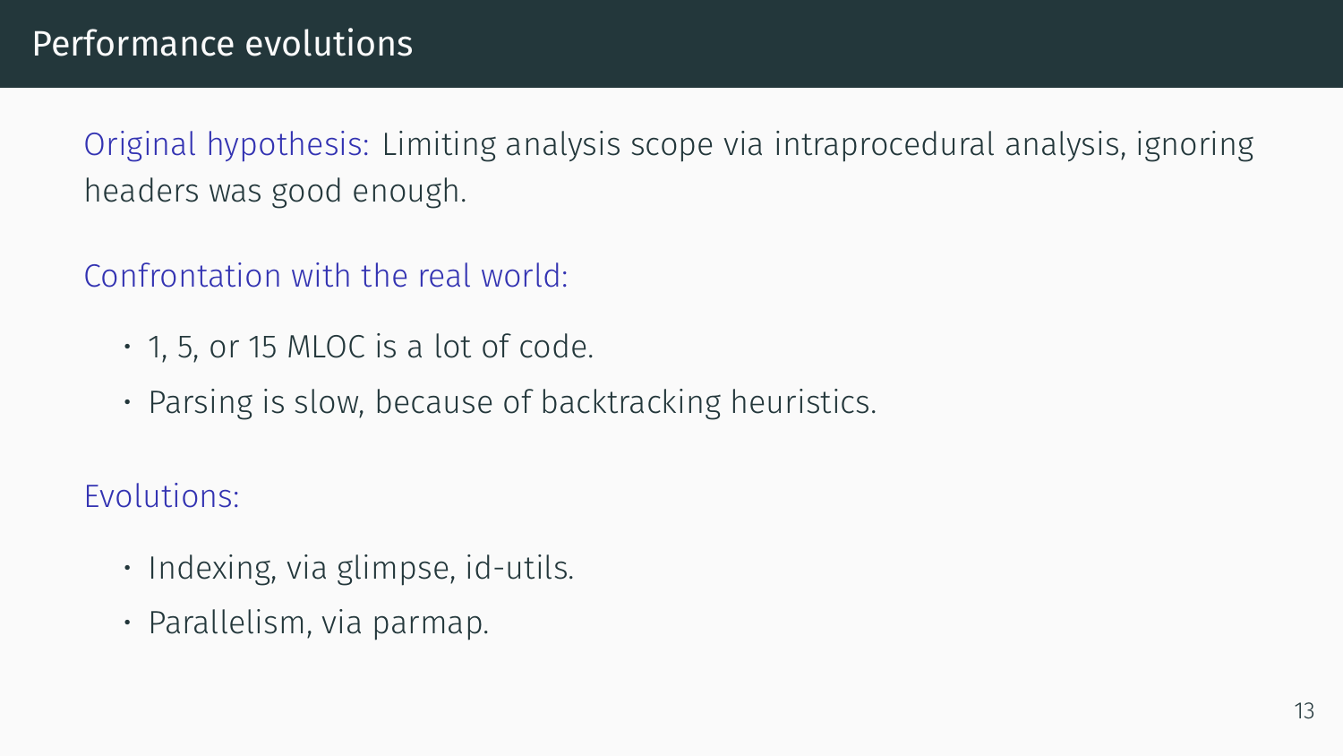# Performance evolutions

Original hypothesis: Limiting analysis scope via intraprocedural analysis, ignoring headers was good enough.

Confrontation with the real world:

- 1, 5, or 15 MLOC is a lot of code.
- Parsing is slow, because of backtracking heuristics.

Evolutions:

- Indexing, via glimpse, id-utils.
- Parallelism, via parmap.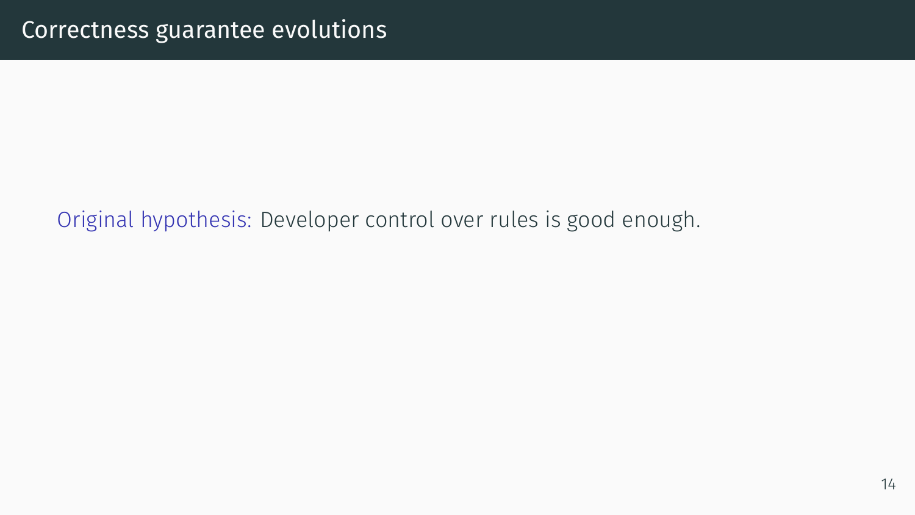# Correctness guarantee evolutions

Original hypothesis: Developer control over rules is good enough.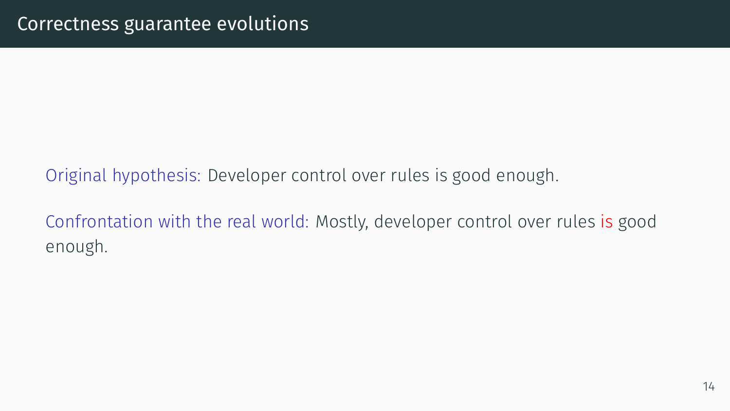# Correctness guarantee evolutions

Original hypothesis: Developer control over rules is good enough.

Confrontation with the real world: Mostly, developer control over rules is good enough.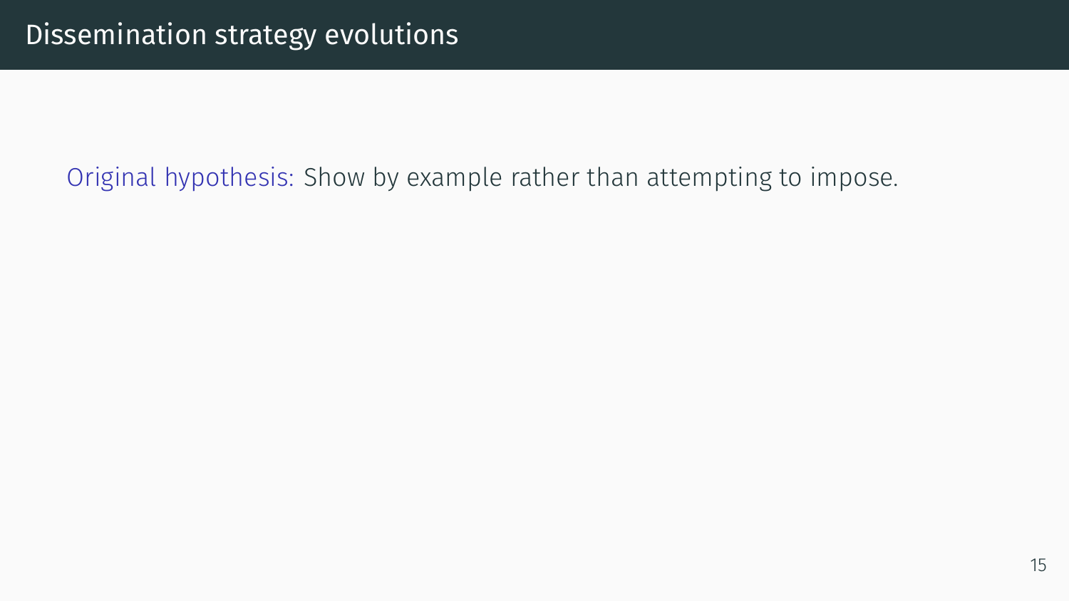# Dissemination strategy evolutions

Original hypothesis: Show by example rather than attempting to impose.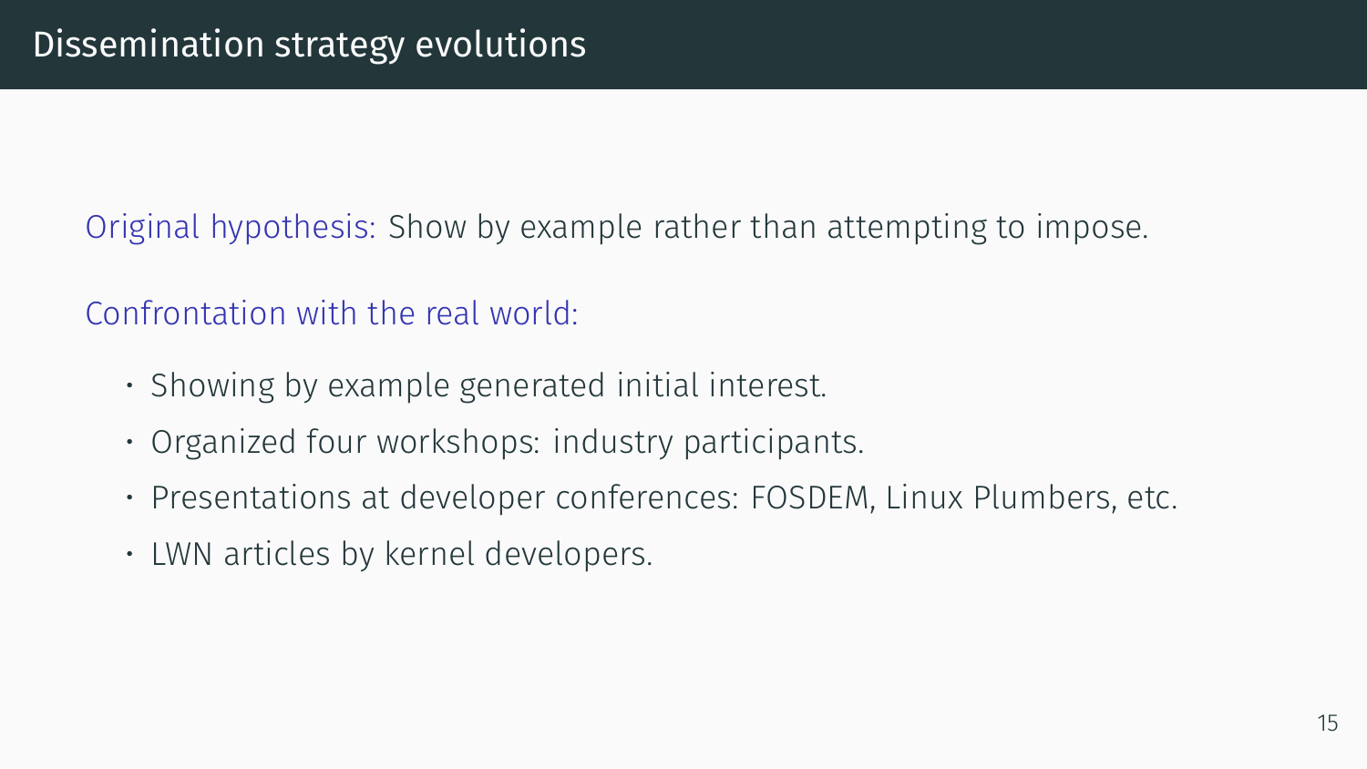# Dissemination strategy evolutions

Original hypothesis: Show by example rather than attempting to impose.

Confrontation with the real world:

- Showing by example generated initial interest.
- Organized four workshops: industry participants.
- Presentations at developer conferences: FOSDEM, Linux Plumbers, etc.
- LWN articles by kernel developers.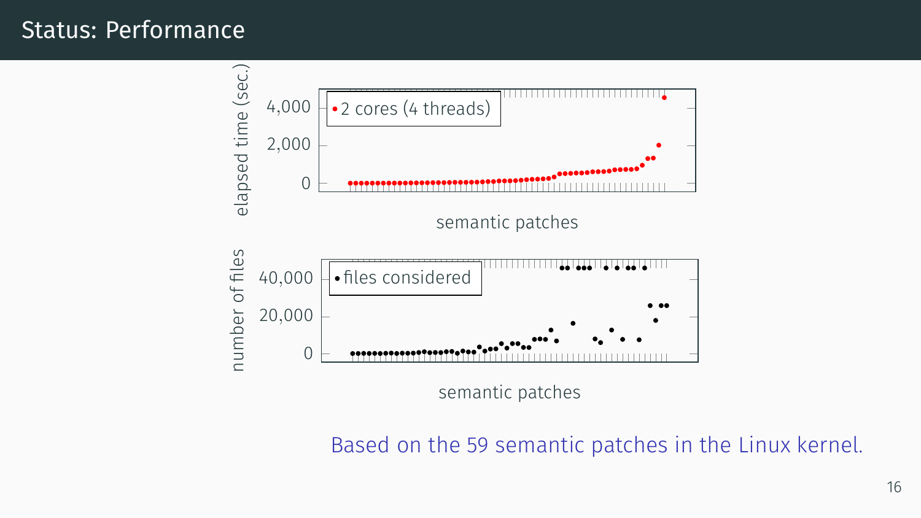# Status: Performance

elapsed time (sec.)

4,000
2,000
0

• 2 cores (4 threads)

semantic patches

number of files

40,000
20,000
0

• files considered

semantic patches

Based on the 59 semantic patches in the Linux kernel.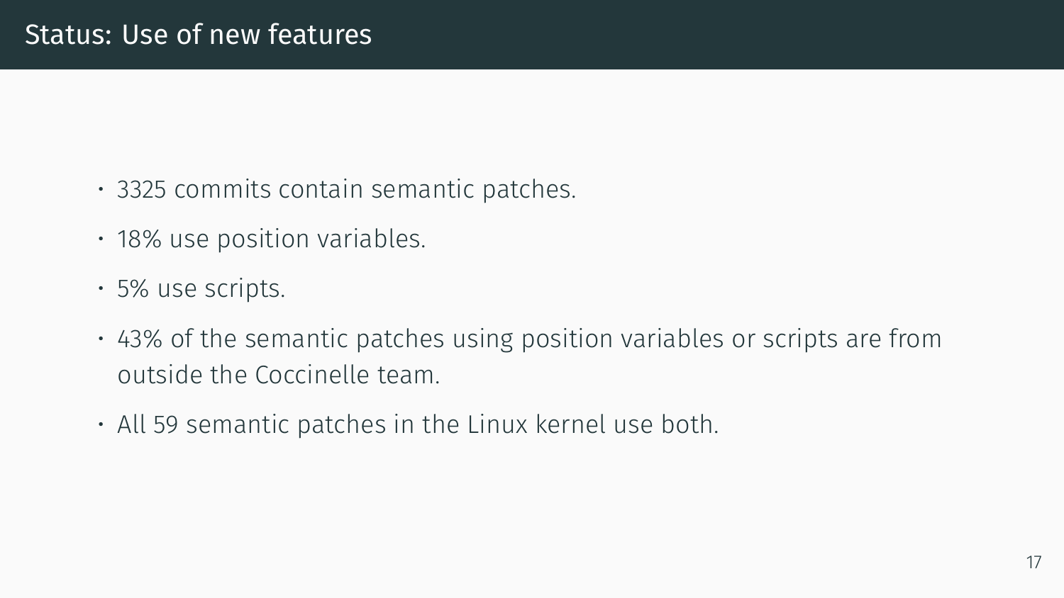## Status: Use of new features

- 3325 commits contain semantic patches.
- 18% use position variables.
- 5% use scripts.
- 43% of the semantic patches using position variables or scripts are from outside the Coccinelle team.
- All 59 semantic patches in the Linux kernel use both.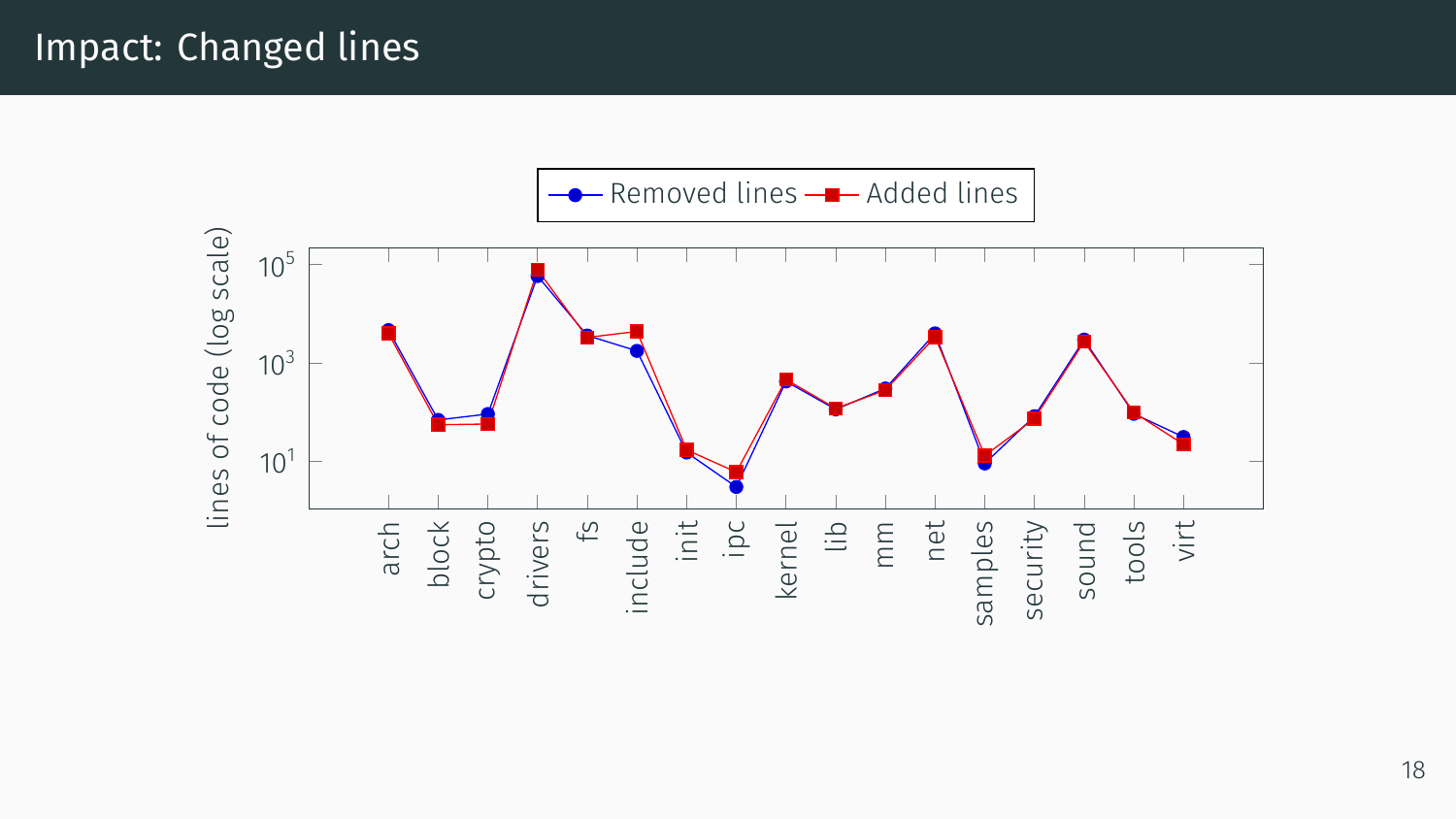# Impact: Changed lines

Removed lines — Added lines

lines of code (log scale)

$10^5$

$10^3$

$10^1$

arch, block, crypto, drivers, fs, include, init, ipc, kernel, lib, mm, net, samples, security, sound, tools, virt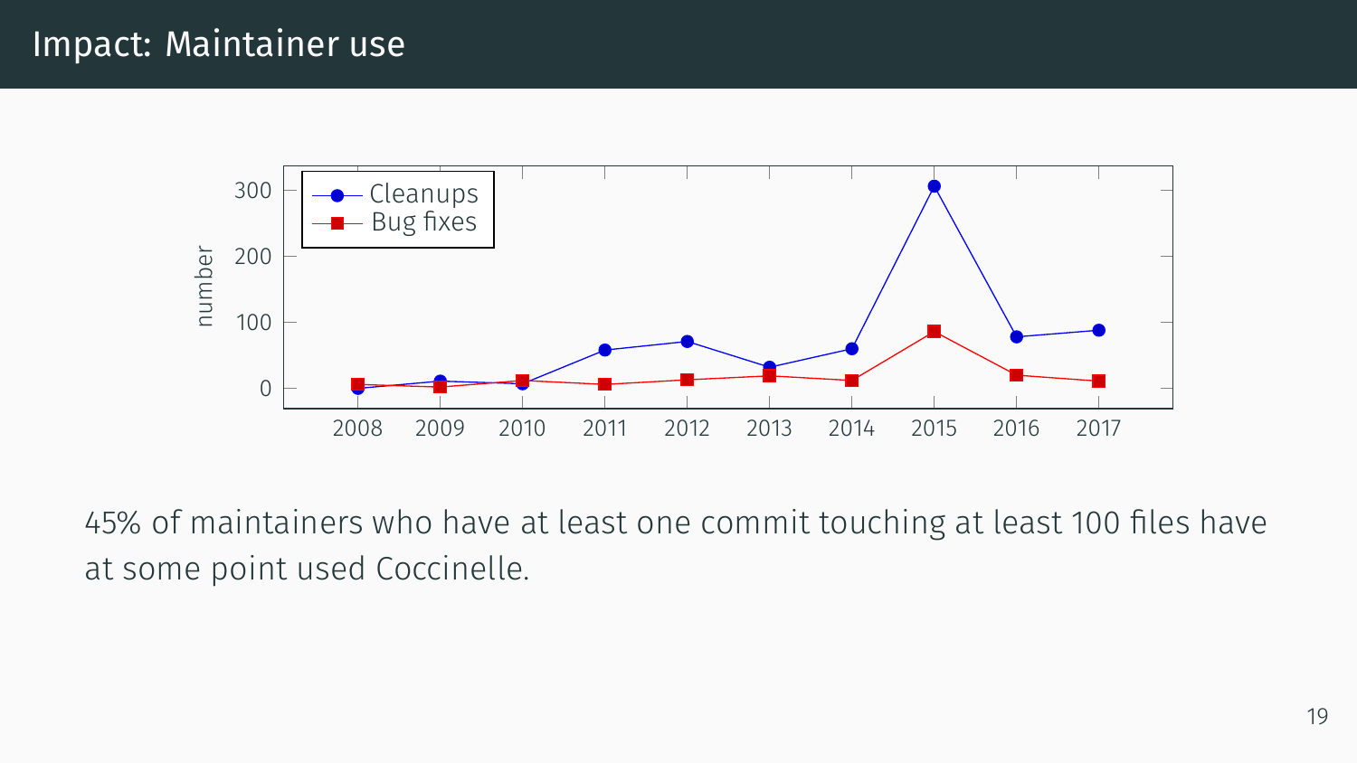# Impact: Maintainer use

45% of maintainers who have at least one commit touching at least 100 files have at some point used Coccinelle.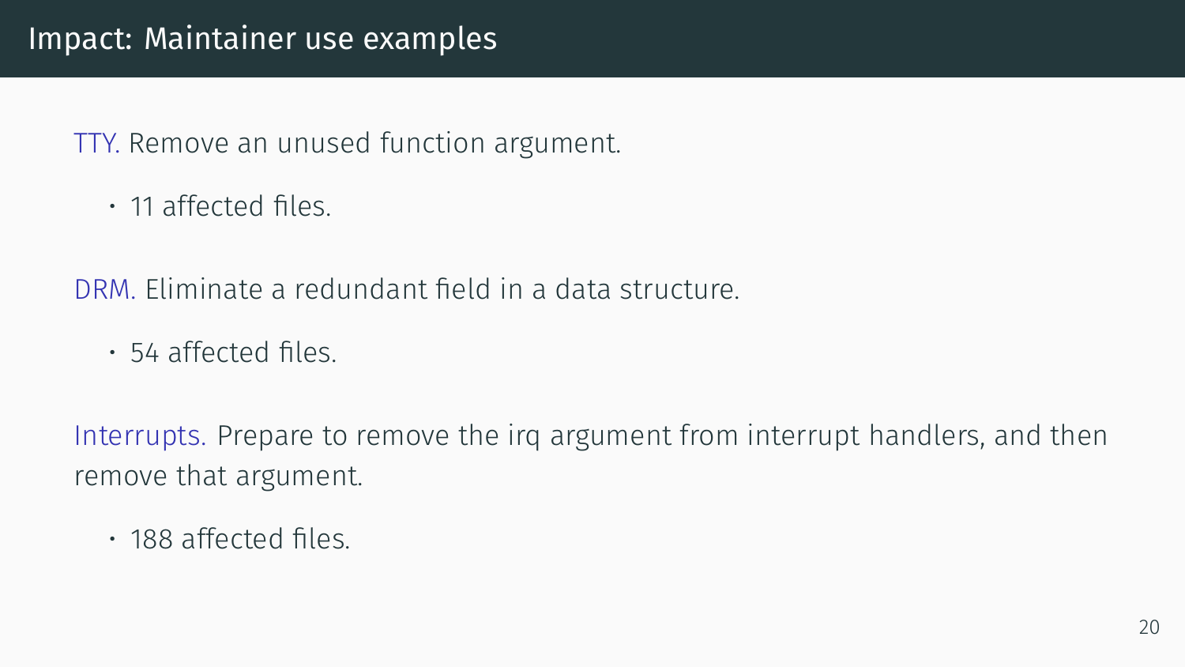# Impact: Maintainer use examples

TTY. Remove an unused function argument.

- 11 affected files.

DRM. Eliminate a redundant field in a data structure.

- 54 affected files.

Interrupts. Prepare to remove the irq argument from interrupt handlers, and then remove that argument.

- 188 affected files.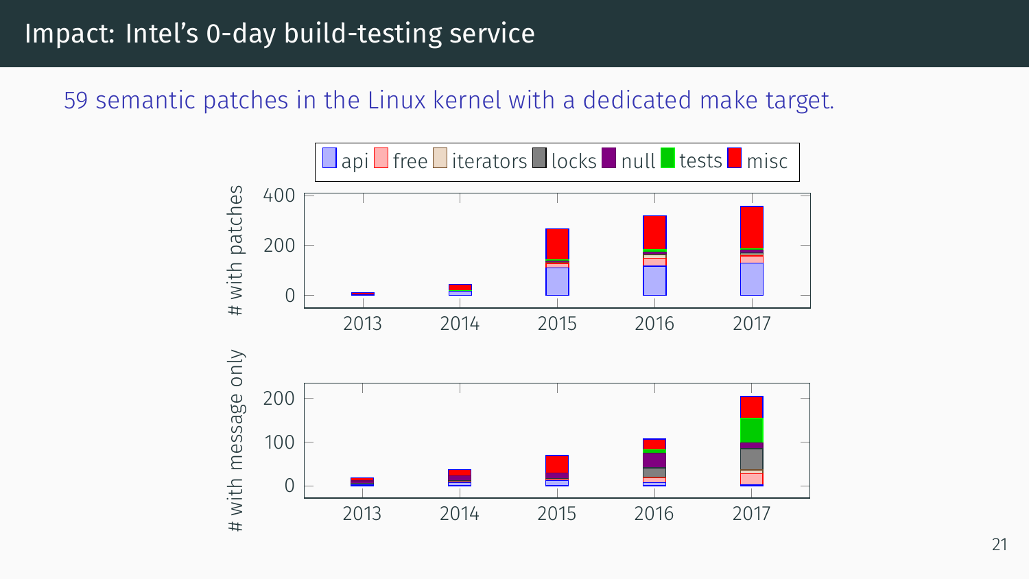# Impact: Intel's 0-day build-testing service

59 semantic patches in the Linux kernel with a dedicated make target.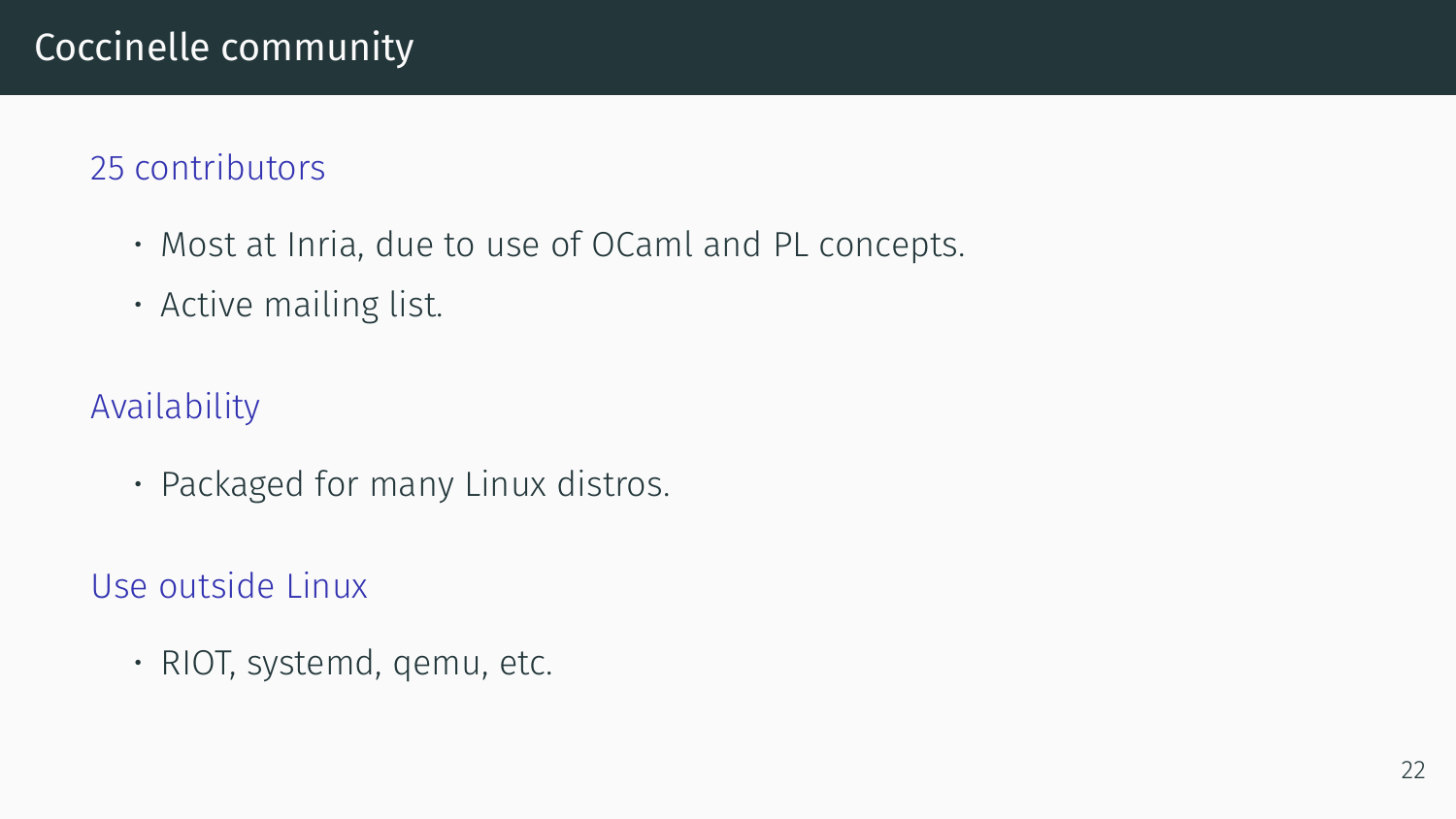# Coccinelle community

## 25 contributors

- Most at Inria, due to use of OCaml and PL concepts.
- Active mailing list.

## Availability

- Packaged for many Linux distros.

## Use outside Linux

- RIOT, systemd, qemu, etc.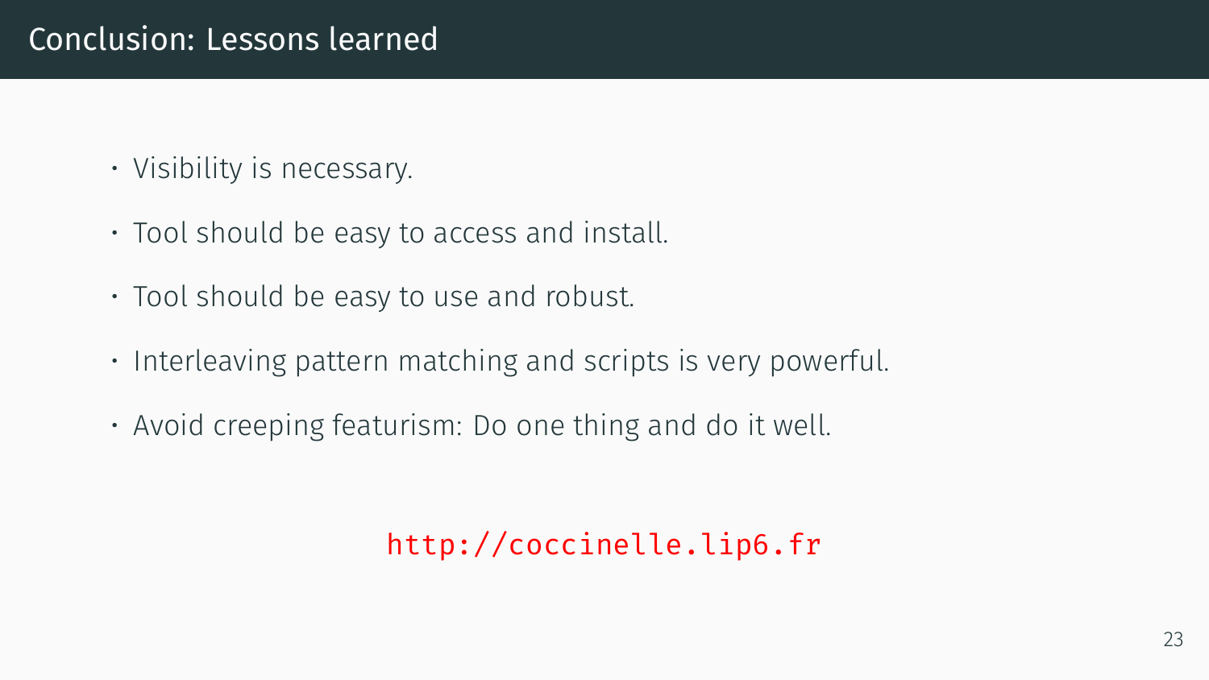# Conclusion: Lessons learned

- Visibility is necessary.
- Tool should be easy to access and install.
- Tool should be easy to use and robust.
- Interleaving pattern matching and scripts is very powerful.
- Avoid creeping featurism: Do one thing and do it well.

http://coccinelle.lip6.fr